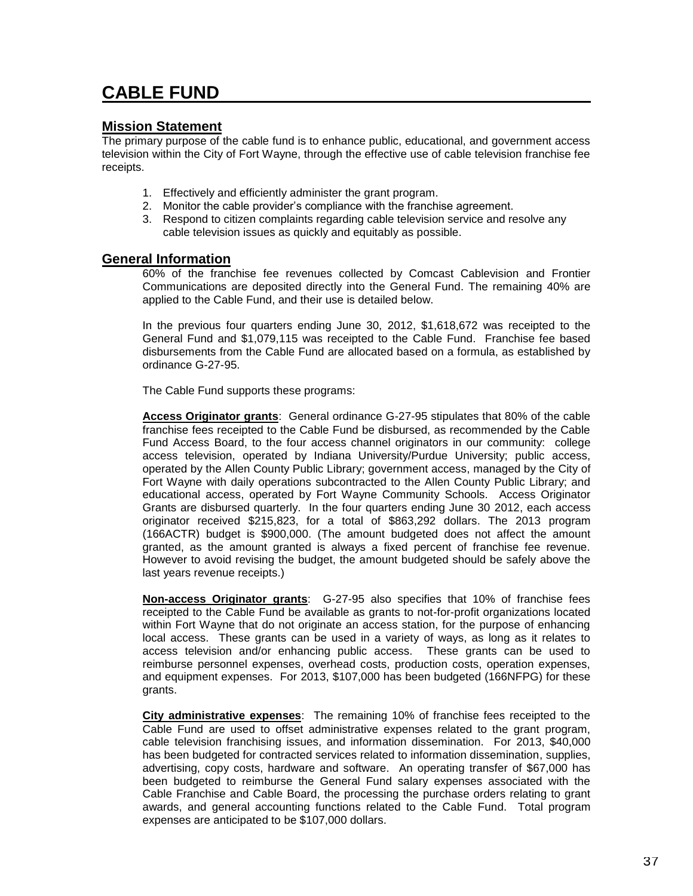# CABLE FUND

## Mission Statement

The primary purpose of the cable fund is to enhance public, educational, and government access television within the City of Fort Wayne, through the effective use of cable television franchise fee receipts.

1. Effectively and efficiently administer the grant program.
2. Monitor the cable provider's compliance with the franchise agreement.
3. Respond to citizen complaints regarding cable television service and resolve any cable television issues as quickly and equitably as possible.

## General Information

60% of the franchise fee revenues collected by Comcast Cablevision and Frontier Communications are deposited directly into the General Fund. The remaining 40% are applied to the Cable Fund, and their use is detailed below.

In the previous four quarters ending June 30, 2012, $1,618,672 was receipted to the General Fund and $1,079,115 was receipted to the Cable Fund. Franchise fee based disbursements from the Cable Fund are allocated based on a formula, as established by ordinance G-27-95.

The Cable Fund supports these programs:

**Access Originator grants**: General ordinance G-27-95 stipulates that 80% of the cable franchise fees receipted to the Cable Fund be disbursed, as recommended by the Cable Fund Access Board, to the four access channel originators in our community: college access television, operated by Indiana University/Purdue University; public access, operated by the Allen County Public Library; government access, managed by the City of Fort Wayne with daily operations subcontracted to the Allen County Public Library; and educational access, operated by Fort Wayne Community Schools. Access Originator Grants are disbursed quarterly. In the four quarters ending June 30 2012, each access originator received $215,823, for a total of $863,292 dollars. The 2013 program (166ACTR) budget is $900,000. (The amount budgeted does not affect the amount granted, as the amount granted is always a fixed percent of franchise fee revenue. However to avoid revising the budget, the amount budgeted should be safely above the last years revenue receipts.)

**Non-access Originator grants**: G-27-95 also specifies that 10% of franchise fees receipted to the Cable Fund be available as grants to not-for-profit organizations located within Fort Wayne that do not originate an access station, for the purpose of enhancing local access. These grants can be used in a variety of ways, as long as it relates to access television and/or enhancing public access. These grants can be used to reimburse personnel expenses, overhead costs, production costs, operation expenses, and equipment expenses. For 2013, $107,000 has been budgeted (166NFPG) for these grants.

**City administrative expenses**: The remaining 10% of franchise fees receipted to the Cable Fund are used to offset administrative expenses related to the grant program, cable television franchising issues, and information dissemination. For 2013, $40,000 has been budgeted for contracted services related to information dissemination, supplies, advertising, copy costs, hardware and software. An operating transfer of $67,000 has been budgeted to reimburse the General Fund salary expenses associated with the Cable Franchise and Cable Board, the processing the purchase orders relating to grant awards, and general accounting functions related to the Cable Fund. Total program expenses are anticipated to be $107,000 dollars.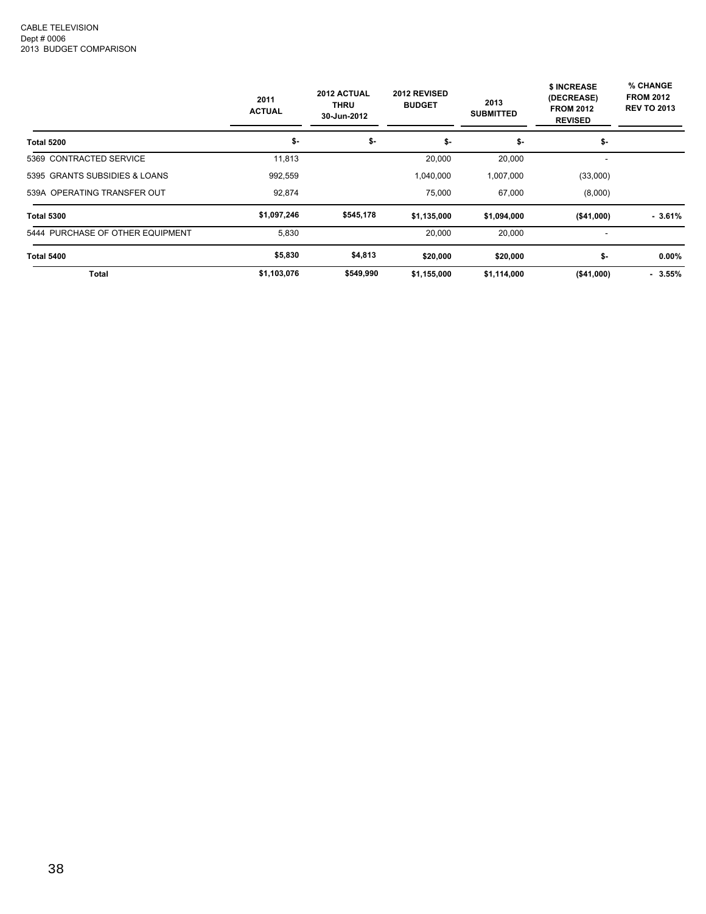CABLE TELEVISION
Dept # 0006
2013 BUDGET COMPARISON

| | 2011 ACTUAL | 2012 ACTUAL THRU 30-Jun-2012 | 2012 REVISED BUDGET | 2013 SUBMITTED | $ INCREASE (DECREASE) FROM 2012 REVISED | % CHANGE FROM 2012 REV TO 2013 |
|---|---|---|---|---|---|---|
| **Total 5200** | **$-** | **$-** | **$-** | **$-** | **$-** | |
| 5369 CONTRACTED SERVICE | 11,813 | | 20,000 | 20,000 | - | |
| 5395 GRANTS SUBSIDIES & LOANS | 992,559 | | 1,040,000 | 1,007,000 | (33,000) | |
| 539A OPERATING TRANSFER OUT | 92,874 | | 75,000 | 67,000 | (8,000) | |
| **Total 5300** | **$1,097,246** | **$545,178** | **$1,135,000** | **$1,094,000** | **($41,000)** | **- 3.61%** |
| 5444 PURCHASE OF OTHER EQUIPMENT | 5,830 | | 20,000 | 20,000 | - | |
| **Total 5400** | **$5,830** | **$4,813** | **$20,000** | **$20,000** | **$-** | **0.00%** |
| **Total** | **$1,103,076** | **$549,990** | **$1,155,000** | **$1,114,000** | **($41,000)** | **- 3.55%** |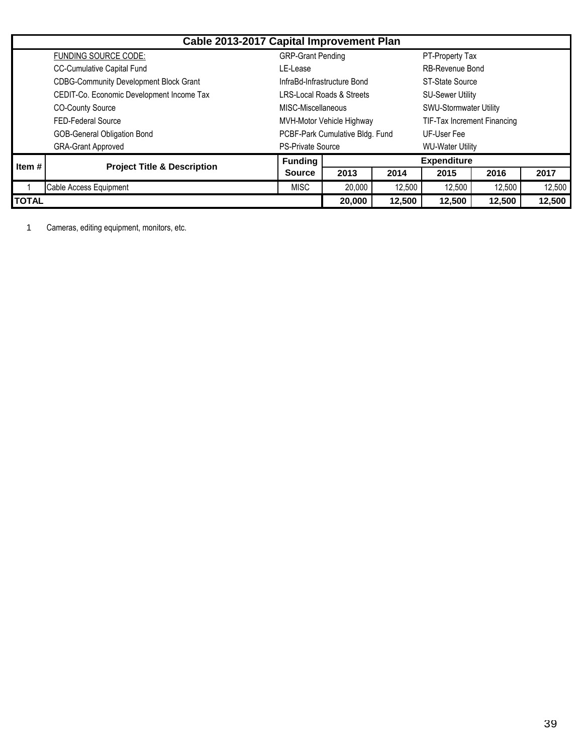## Cable 2013-2017 Capital Improvement Plan

| | | | |
|---|---|---|---|
| FUNDING SOURCE CODE: | GRP-Grant Pending | PT-Property Tax |
| CC-Cumulative Capital Fund | LE-Lease | RB-Revenue Bond |
| CDBG-Community Development Block Grant | InfraBd-Infrastructure Bond | ST-State Source |
| CEDIT-Co. Economic Development Income Tax | LRS-Local Roads & Streets | SU-Sewer Utility |
| CO-County Source | MISC-Miscellaneous | SWU-Stormwater Utility |
| FED-Federal Source | MVH-Motor Vehicle Highway | TIF-Tax Increment Financing |
| GOB-General Obligation Bond | PCBF-Park Cumulative Bldg. Fund | UF-User Fee |
| GRA-Grant Approved | PS-Private Source | WU-Water Utility |

| Item # | Project Title & Description | Funding Source | Expenditure | | | | |
|---|---|---|---|---|---|---|---|
| | | | 2013 | 2014 | 2015 | 2016 | 2017 |
| 1 | Cable Access Equipment | MISC | 20,000 | 12,500 | 12,500 | 12,500 | 12,500 |
| **TOTAL** | | | **20,000** | **12,500** | **12,500** | **12,500** | **12,500** |

1 Cameras, editing equipment, monitors, etc.